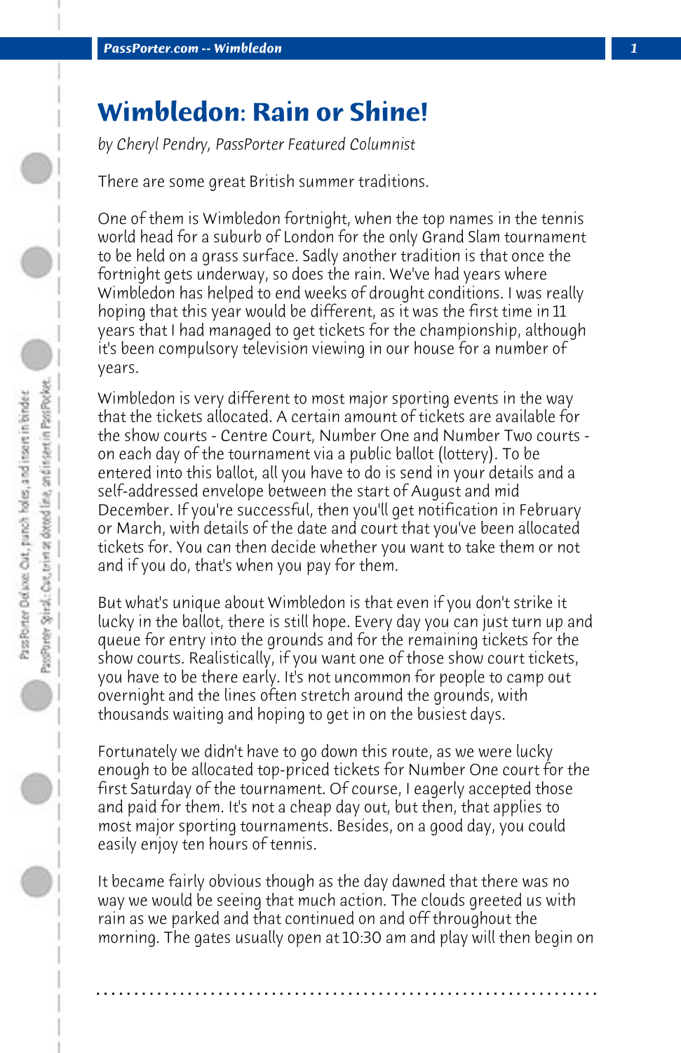# Wimbledon: Rain or Shine!

*by Cheryl Pendry, PassPorter Featured Columnist*

There are some great British summer traditions.

One of them is Wimbledon fortnight, when the top names in the tennis world head for a suburb of London for the only Grand Slam tournament to be held on a grass surface. Sadly another tradition is that once the fortnight gets underway, so does the rain. We've had years where Wimbledon has helped to end weeks of drought conditions. I was really hoping that this year would be different, as it was the first time in 11 years that I had managed to get tickets for the championship, although it's been compulsory television viewing in our house for a number of years.

Wimbledon is very different to most major sporting events in the way that the tickets allocated. A certain amount of tickets are available for the show courts - Centre Court, Number One and Number Two courts - on each day of the tournament via a public ballot (lottery). To be entered into this ballot, all you have to do is send in your details and a self-addressed envelope between the start of August and mid December. If you're successful, then you'll get notification in February or March, with details of the date and court that you've been allocated tickets for. You can then decide whether you want to take them or not and if you do, that's when you pay for them.

But what's unique about Wimbledon is that even if you don't strike it lucky in the ballot, there is still hope. Every day you can just turn up and queue for entry into the grounds and for the remaining tickets for the show courts. Realistically, if you want one of those show court tickets, you have to be there early. It's not uncommon for people to camp out overnight and the lines often stretch around the grounds, with thousands waiting and hoping to get in on the busiest days.

Fortunately we didn't have to go down this route, as we were lucky enough to be allocated top-priced tickets for Number One court for the first Saturday of the tournament. Of course, I eagerly accepted those and paid for them. It's not a cheap day out, but then, that applies to most major sporting tournaments. Besides, on a good day, you could easily enjoy ten hours of tennis.

It became fairly obvious though as the day dawned that there was no way we would be seeing that much action. The clouds greeted us with rain as we parked and that continued on and off throughout the morning. The gates usually open at 10:30 am and play will then begin on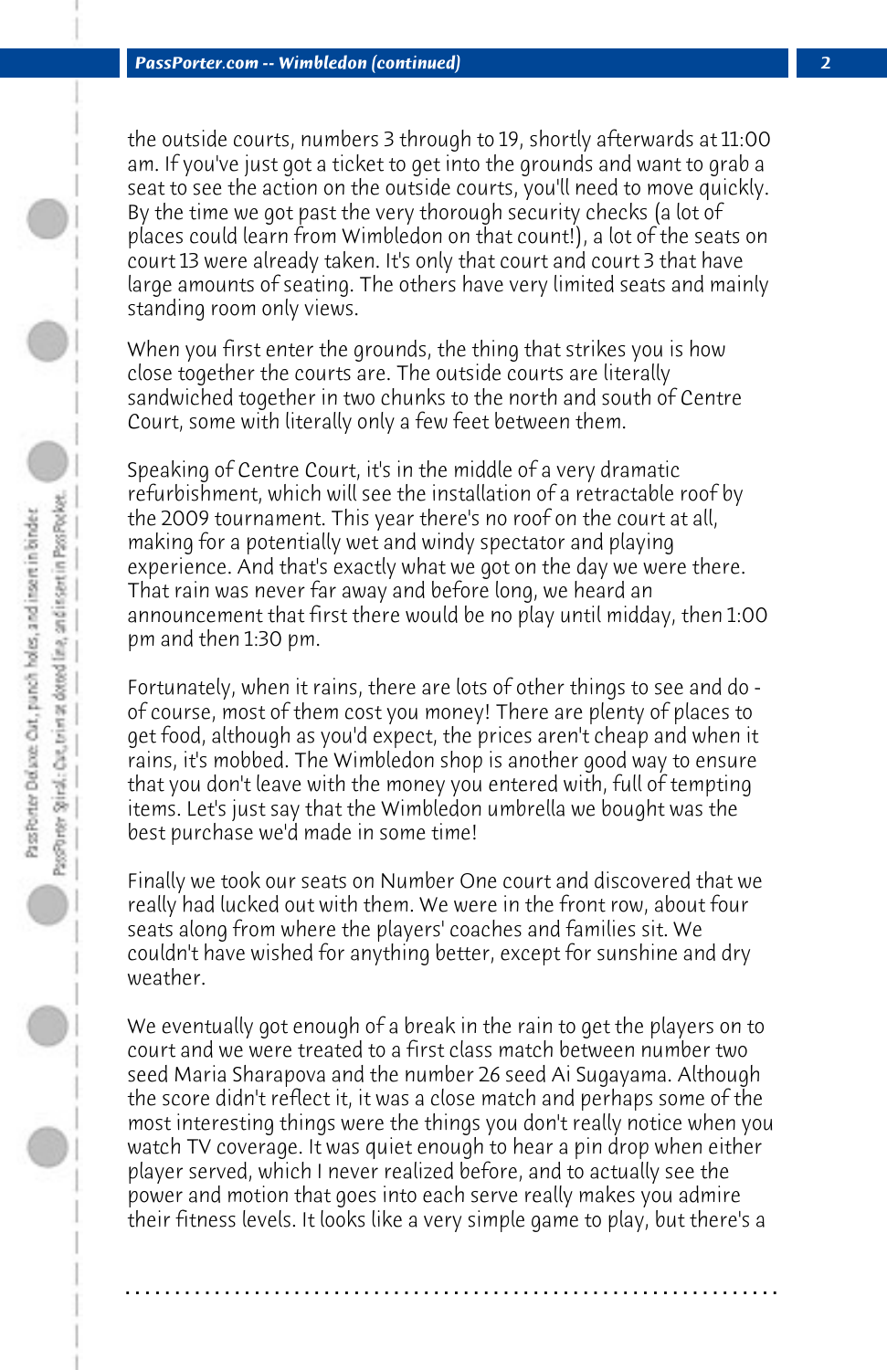the outside courts, numbers 3 through to 19, shortly afterwards at 11:00 am. If you've just got a ticket to get into the grounds and want to grab a seat to see the action on the outside courts, you'll need to move quickly. By the time we got past the very thorough security checks (a lot of places could learn from Wimbledon on that count!), a lot of the seats on court 13 were already taken. It's only that court and court 3 that have large amounts of seating. The others have very limited seats and mainly standing room only views.

When you first enter the grounds, the thing that strikes you is how close together the courts are. The outside courts are literally sandwiched together in two chunks to the north and south of Centre Court, some with literally only a few feet between them.

Speaking of Centre Court, it's in the middle of a very dramatic refurbishment, which will see the installation of a retractable roof by the 2009 tournament. This year there's no roof on the court at all, making for a potentially wet and windy spectator and playing experience. And that's exactly what we got on the day we were there. That rain was never far away and before long, we heard an announcement that first there would be no play until midday, then 1:00 pm and then 1:30 pm.

Fortunately, when it rains, there are lots of other things to see and do - of course, most of them cost you money! There are plenty of places to get food, although as you'd expect, the prices aren't cheap and when it rains, it's mobbed. The Wimbledon shop is another good way to ensure that you don't leave with the money you entered with, full of tempting items. Let's just say that the Wimbledon umbrella we bought was the best purchase we'd made in some time!

Finally we took our seats on Number One court and discovered that we really had lucked out with them. We were in the front row, about four seats along from where the players' coaches and families sit. We couldn't have wished for anything better, except for sunshine and dry weather.

We eventually got enough of a break in the rain to get the players on to court and we were treated to a first class match between number two seed Maria Sharapova and the number 26 seed Ai Sugayama. Although the score didn't reflect it, it was a close match and perhaps some of the most interesting things were the things you don't really notice when you watch TV coverage. It was quiet enough to hear a pin drop when either player served, which I never realized before, and to actually see the power and motion that goes into each serve really makes you admire their fitness levels. It looks like a very simple game to play, but there's a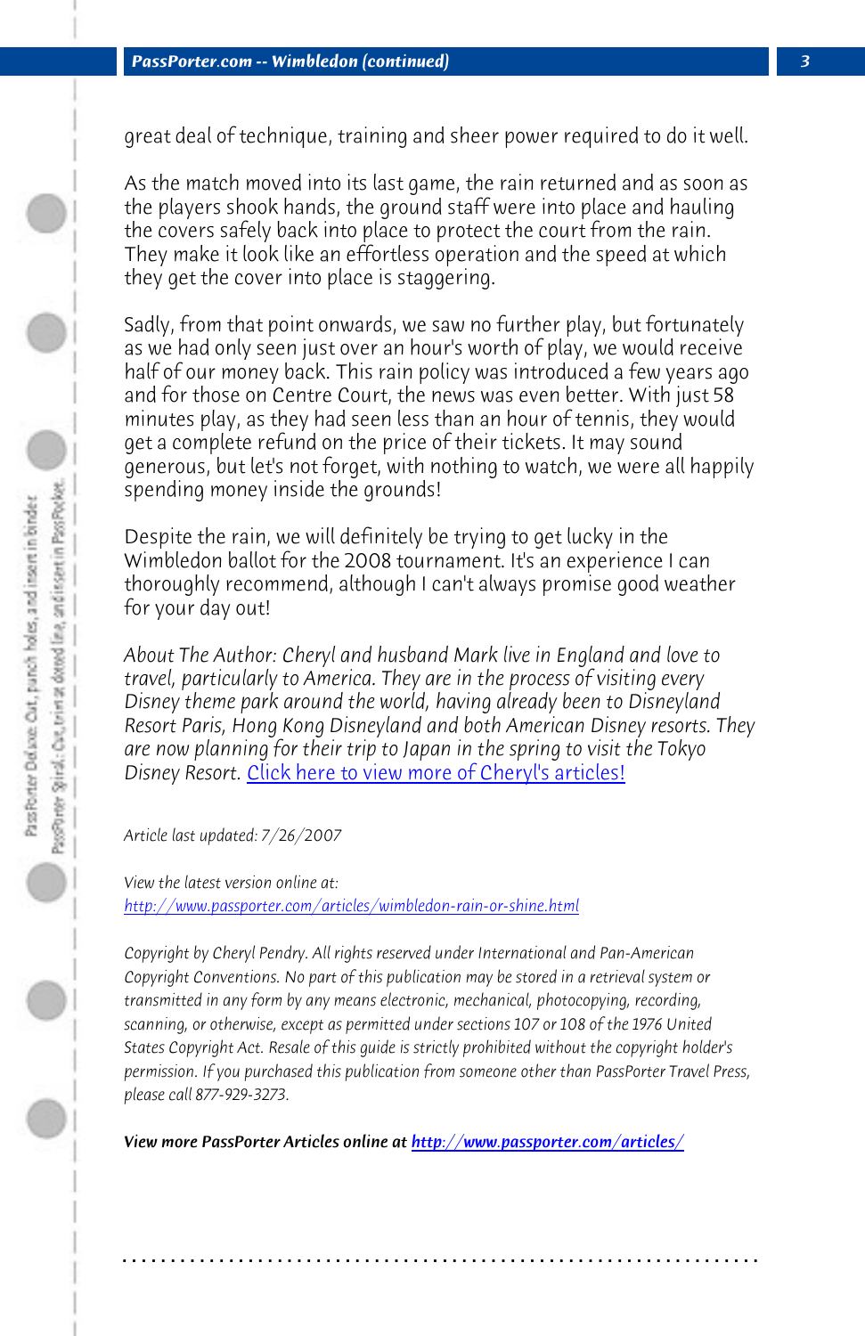great deal of technique, training and sheer power required to do it well.

As the match moved into its last game, the rain returned and as soon as the players shook hands, the ground staff were into place and hauling the covers safely back into place to protect the court from the rain. They make it look like an effortless operation and the speed at which they get the cover into place is staggering.

Sadly, from that point onwards, we saw no further play, but fortunately as we had only seen just over an hour's worth of play, we would receive half of our money back. This rain policy was introduced a few years ago and for those on Centre Court, the news was even better. With just 58 minutes play, as they had seen less than an hour of tennis, they would get a complete refund on the price of their tickets. It may sound generous, but let's not forget, with nothing to watch, we were all happily spending money inside the grounds!

Despite the rain, we will definitely be trying to get lucky in the Wimbledon ballot for the 2008 tournament. It's an experience I can thoroughly recommend, although I can't always promise good weather for your day out!

*About The Author: Cheryl and husband Mark live in England and love to travel, particularly to America. They are in the process of visiting every Disney theme park around the world, having already been to Disneyland Resort Paris, Hong Kong Disneyland and both American Disney resorts. They are now planning for their trip to Japan in the spring to visit the Tokyo Disney Resort.* [Click here to view more of Cheryl's articles!]

*Article last updated: 7/26/2007*

*View the latest version online at:*
*http://www.passporter.com/articles/wimbledon-rain-or-shine.html*

*Copyright by Cheryl Pendry. All rights reserved under International and Pan-American Copyright Conventions. No part of this publication may be stored in a retrieval system or transmitted in any form by any means electronic, mechanical, photocopying, recording, scanning, or otherwise, except as permitted under sections 107 or 108 of the 1976 United States Copyright Act. Resale of this guide is strictly prohibited without the copyright holder's permission. If you purchased this publication from someone other than PassPorter Travel Press, please call 877-929-3273.*

***View more PassPorter Articles online at http://www.passporter.com/articles/***